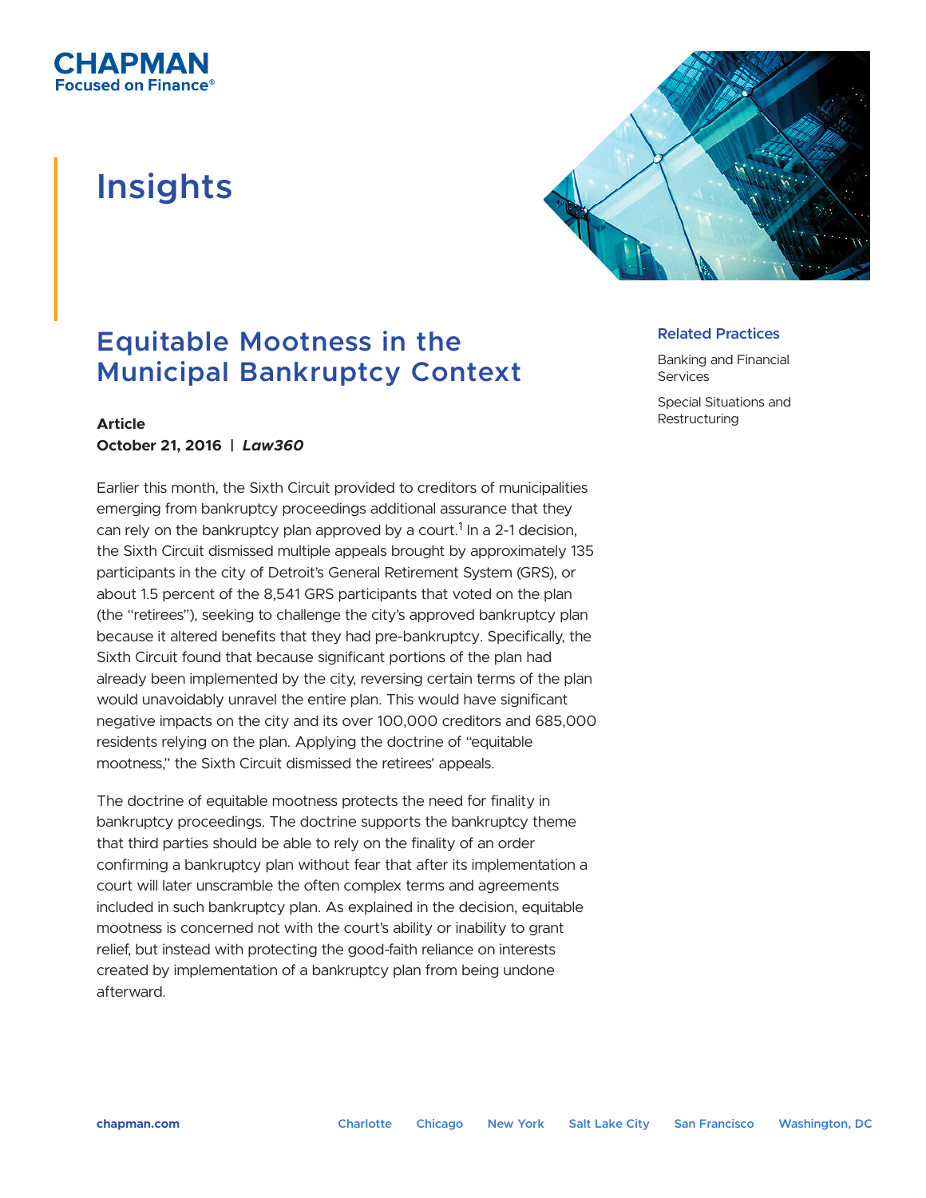CHAPMAN
Focused on Finance®

# Insights

## Equitable Mootness in the Municipal Bankruptcy Context

**Article**
**October 21, 2016 | *Law360***

**Related Practices**

Banking and Financial Services

Special Situations and Restructuring

Earlier this month, the Sixth Circuit provided to creditors of municipalities emerging from bankruptcy proceedings additional assurance that they can rely on the bankruptcy plan approved by a court.[1] In a 2-1 decision, the Sixth Circuit dismissed multiple appeals brought by approximately 135 participants in the city of Detroit's General Retirement System (GRS), or about 1.5 percent of the 8,541 GRS participants that voted on the plan (the "retirees"), seeking to challenge the city's approved bankruptcy plan because it altered benefits that they had pre-bankruptcy. Specifically, the Sixth Circuit found that because significant portions of the plan had already been implemented by the city, reversing certain terms of the plan would unavoidably unravel the entire plan. This would have significant negative impacts on the city and its over 100,000 creditors and 685,000 residents relying on the plan. Applying the doctrine of "equitable mootness," the Sixth Circuit dismissed the retirees' appeals.

The doctrine of equitable mootness protects the need for finality in bankruptcy proceedings. The doctrine supports the bankruptcy theme that third parties should be able to rely on the finality of an order confirming a bankruptcy plan without fear that after its implementation a court will later unscramble the often complex terms and agreements included in such bankruptcy plan. As explained in the decision, equitable mootness is concerned not with the court's ability or inability to grant relief, but instead with protecting the good-faith reliance on interests created by implementation of a bankruptcy plan from being undone afterward.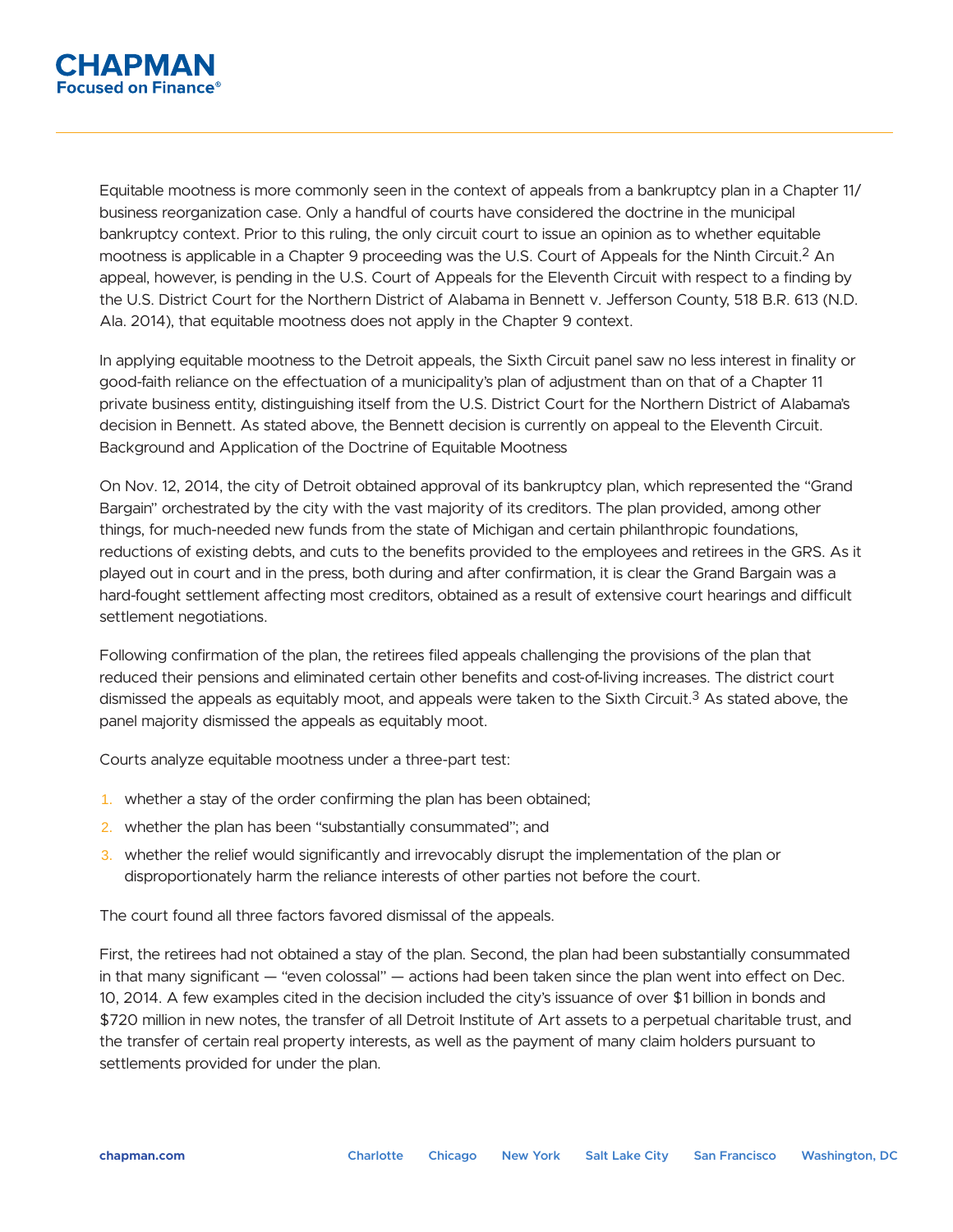Equitable mootness is more commonly seen in the context of appeals from a bankruptcy plan in a Chapter 11/ business reorganization case. Only a handful of courts have considered the doctrine in the municipal bankruptcy context. Prior to this ruling, the only circuit court to issue an opinion as to whether equitable mootness is applicable in a Chapter 9 proceeding was the U.S. Court of Appeals for the Ninth Circuit.[2] An appeal, however, is pending in the U.S. Court of Appeals for the Eleventh Circuit with respect to a finding by the U.S. District Court for the Northern District of Alabama in Bennett v. Jefferson County, 518 B.R. 613 (N.D. Ala. 2014), that equitable mootness does not apply in the Chapter 9 context.

In applying equitable mootness to the Detroit appeals, the Sixth Circuit panel saw no less interest in finality or good-faith reliance on the effectuation of a municipality's plan of adjustment than on that of a Chapter 11 private business entity, distinguishing itself from the U.S. District Court for the Northern District of Alabama's decision in Bennett. As stated above, the Bennett decision is currently on appeal to the Eleventh Circuit.

## Background and Application of the Doctrine of Equitable Mootness

On Nov. 12, 2014, the city of Detroit obtained approval of its bankruptcy plan, which represented the "Grand Bargain" orchestrated by the city with the vast majority of its creditors. The plan provided, among other things, for much-needed new funds from the state of Michigan and certain philanthropic foundations, reductions of existing debts, and cuts to the benefits provided to the employees and retirees in the GRS. As it played out in court and in the press, both during and after confirmation, it is clear the Grand Bargain was a hard-fought settlement affecting most creditors, obtained as a result of extensive court hearings and difficult settlement negotiations.

Following confirmation of the plan, the retirees filed appeals challenging the provisions of the plan that reduced their pensions and eliminated certain other benefits and cost-of-living increases. The district court dismissed the appeals as equitably moot, and appeals were taken to the Sixth Circuit.[3] As stated above, the panel majority dismissed the appeals as equitably moot.

Courts analyze equitable mootness under a three-part test:

1. whether a stay of the order confirming the plan has been obtained;
2. whether the plan has been "substantially consummated"; and
3. whether the relief would significantly and irrevocably disrupt the implementation of the plan or disproportionately harm the reliance interests of other parties not before the court.

The court found all three factors favored dismissal of the appeals.

First, the retirees had not obtained a stay of the plan. Second, the plan had been substantially consummated in that many significant — "even colossal" — actions had been taken since the plan went into effect on Dec. 10, 2014. A few examples cited in the decision included the city's issuance of over $1 billion in bonds and $720 million in new notes, the transfer of all Detroit Institute of Art assets to a perpetual charitable trust, and the transfer of certain real property interests, as well as the payment of many claim holders pursuant to settlements provided for under the plan.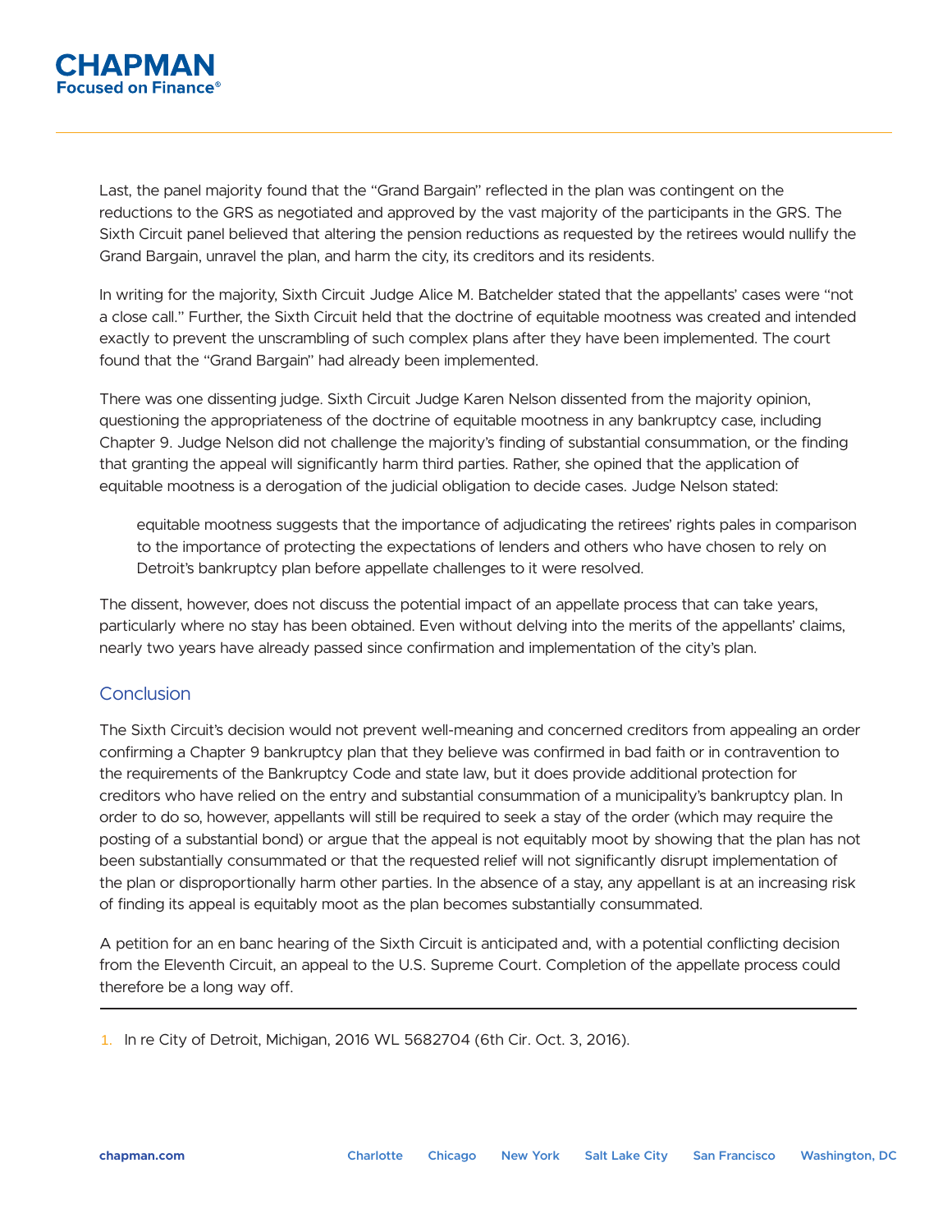Last, the panel majority found that the "Grand Bargain" reflected in the plan was contingent on the reductions to the GRS as negotiated and approved by the vast majority of the participants in the GRS. The Sixth Circuit panel believed that altering the pension reductions as requested by the retirees would nullify the Grand Bargain, unravel the plan, and harm the city, its creditors and its residents.

In writing for the majority, Sixth Circuit Judge Alice M. Batchelder stated that the appellants' cases were "not a close call." Further, the Sixth Circuit held that the doctrine of equitable mootness was created and intended exactly to prevent the unscrambling of such complex plans after they have been implemented. The court found that the "Grand Bargain" had already been implemented.

There was one dissenting judge. Sixth Circuit Judge Karen Nelson dissented from the majority opinion, questioning the appropriateness of the doctrine of equitable mootness in any bankruptcy case, including Chapter 9. Judge Nelson did not challenge the majority's finding of substantial consummation, or the finding that granting the appeal will significantly harm third parties. Rather, she opined that the application of equitable mootness is a derogation of the judicial obligation to decide cases. Judge Nelson stated:

> equitable mootness suggests that the importance of adjudicating the retirees' rights pales in comparison to the importance of protecting the expectations of lenders and others who have chosen to rely on Detroit's bankruptcy plan before appellate challenges to it were resolved.

The dissent, however, does not discuss the potential impact of an appellate process that can take years, particularly where no stay has been obtained. Even without delving into the merits of the appellants' claims, nearly two years have already passed since confirmation and implementation of the city's plan.

## Conclusion

The Sixth Circuit's decision would not prevent well-meaning and concerned creditors from appealing an order confirming a Chapter 9 bankruptcy plan that they believe was confirmed in bad faith or in contravention to the requirements of the Bankruptcy Code and state law, but it does provide additional protection for creditors who have relied on the entry and substantial consummation of a municipality's bankruptcy plan. In order to do so, however, appellants will still be required to seek a stay of the order (which may require the posting of a substantial bond) or argue that the appeal is not equitably moot by showing that the plan has not been substantially consummated or that the requested relief will not significantly disrupt implementation of the plan or disproportionally harm other parties. In the absence of a stay, any appellant is at an increasing risk of finding its appeal is equitably moot as the plan becomes substantially consummated.

A petition for an en banc hearing of the Sixth Circuit is anticipated and, with a potential conflicting decision from the Eleventh Circuit, an appeal to the U.S. Supreme Court. Completion of the appellate process could therefore be a long way off.

---

1. In re City of Detroit, Michigan, 2016 WL 5682704 (6th Cir. Oct. 3, 2016).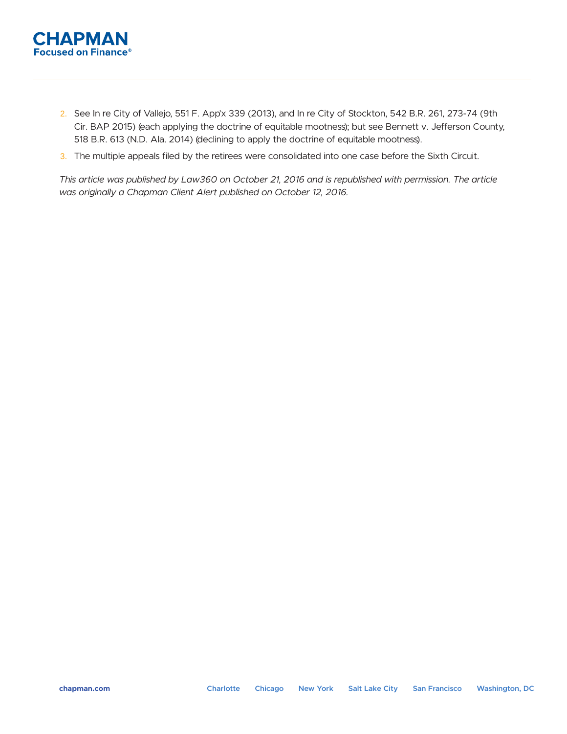2. See In re City of Vallejo, 551 F. App'x 339 (2013), and In re City of Stockton, 542 B.R. 261, 273-74 (9th Cir. BAP 2015) (each applying the doctrine of equitable mootness); but see Bennett v. Jefferson County, 518 B.R. 613 (N.D. Ala. 2014) (declining to apply the doctrine of equitable mootness).
3. The multiple appeals filed by the retirees were consolidated into one case before the Sixth Circuit.

*This article was published by Law360 on October 21, 2016 and is republished with permission. The article was originally a Chapman Client Alert published on October 12, 2016.*